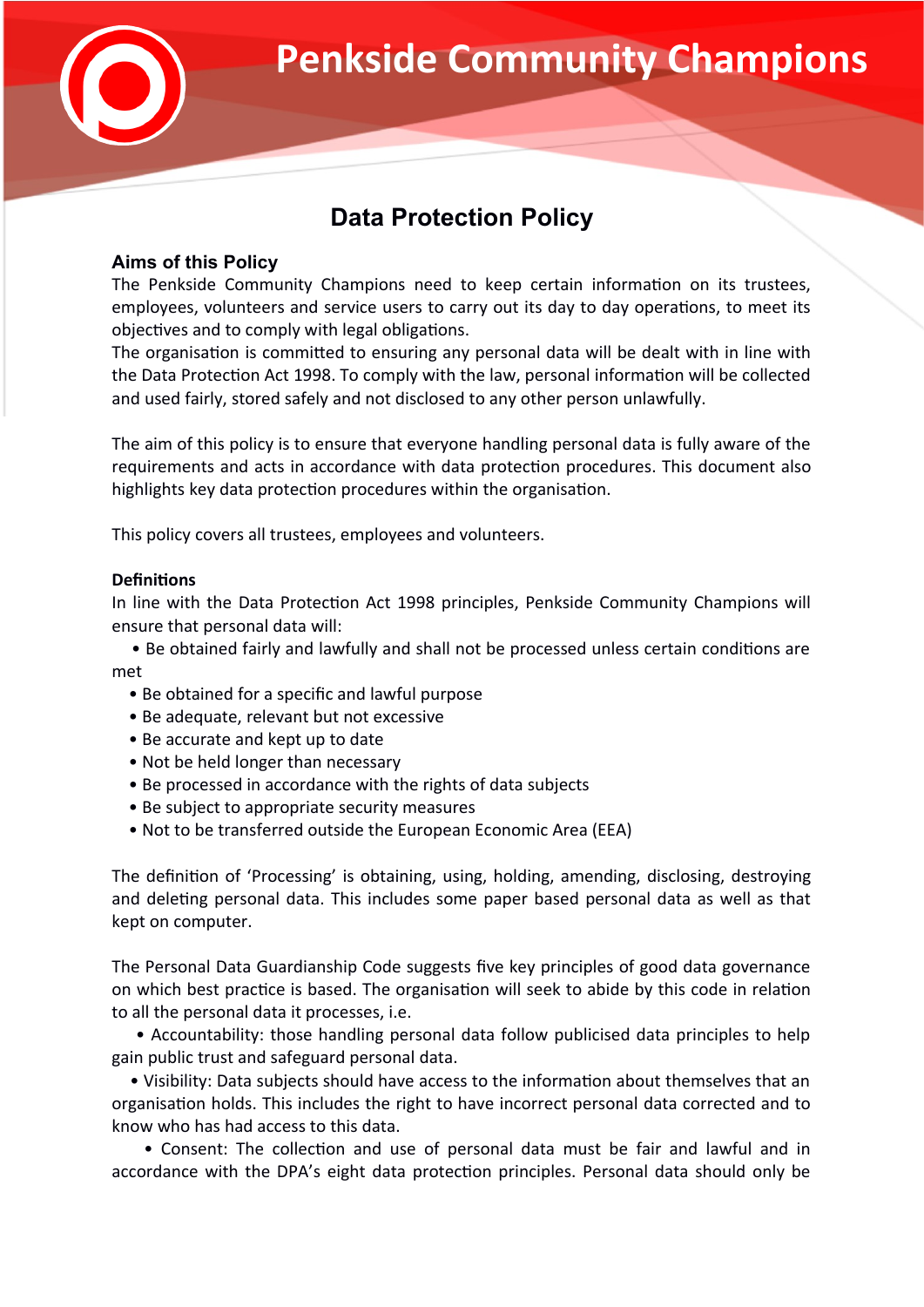# Penkside Community Champions

## Data Protection Policy

### Aims of this Policy

The Penkside Community Champions need to keep certain information on its trustees, employees, volunteers and service users to carry out its day to day operations, to meet its objectives and to comply with legal obligations.
The organisation is committed to ensuring any personal data will be dealt with in line with the Data Protection Act 1998. To comply with the law, personal information will be collected and used fairly, stored safely and not disclosed to any other person unlawfully.

The aim of this policy is to ensure that everyone handling personal data is fully aware of the requirements and acts in accordance with data protection procedures. This document also highlights key data protection procedures within the organisation.

This policy covers all trustees, employees and volunteers.

**Definitions**

In line with the Data Protection Act 1998 principles, Penkside Community Champions will ensure that personal data will:

- Be obtained fairly and lawfully and shall not be processed unless certain conditions are met
- Be obtained for a specific and lawful purpose
- Be adequate, relevant but not excessive
- Be accurate and kept up to date
- Not be held longer than necessary
- Be processed in accordance with the rights of data subjects
- Be subject to appropriate security measures
- Not to be transferred outside the European Economic Area (EEA)

The definition of 'Processing' is obtaining, using, holding, amending, disclosing, destroying and deleting personal data. This includes some paper based personal data as well as that kept on computer.

The Personal Data Guardianship Code suggests five key principles of good data governance on which best practice is based. The organisation will seek to abide by this code in relation to all the personal data it processes, i.e.

- Accountability: those handling personal data follow publicised data principles to help gain public trust and safeguard personal data.
- Visibility: Data subjects should have access to the information about themselves that an organisation holds. This includes the right to have incorrect personal data corrected and to know who has had access to this data.
- Consent: The collection and use of personal data must be fair and lawful and in accordance with the DPA's eight data protection principles. Personal data should only be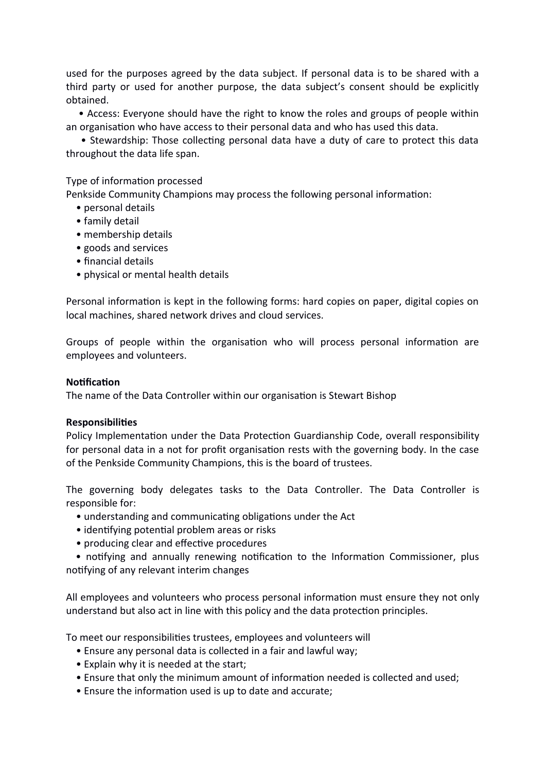used for the purposes agreed by the data subject. If personal data is to be shared with a third party or used for another purpose, the data subject's consent should be explicitly obtained.

- Access: Everyone should have the right to know the roles and groups of people within an organisation who have access to their personal data and who has used this data.
- Stewardship: Those collecting personal data have a duty of care to protect this data throughout the data life span.

Type of information processed

Penkside Community Champions may process the following personal information:

- personal details
- family detail
- membership details
- goods and services
- financial details
- physical or mental health details

Personal information is kept in the following forms: hard copies on paper, digital copies on local machines, shared network drives and cloud services.

Groups of people within the organisation who will process personal information are employees and volunteers.

**Notification**

The name of the Data Controller within our organisation is Stewart Bishop

**Responsibilities**

Policy Implementation under the Data Protection Guardianship Code, overall responsibility for personal data in a not for profit organisation rests with the governing body. In the case of the Penkside Community Champions, this is the board of trustees.

The governing body delegates tasks to the Data Controller. The Data Controller is responsible for:

- understanding and communicating obligations under the Act
- identifying potential problem areas or risks
- producing clear and effective procedures
- notifying and annually renewing notification to the Information Commissioner, plus notifying of any relevant interim changes

All employees and volunteers who process personal information must ensure they not only understand but also act in line with this policy and the data protection principles.

To meet our responsibilities trustees, employees and volunteers will

- Ensure any personal data is collected in a fair and lawful way;
- Explain why it is needed at the start;
- Ensure that only the minimum amount of information needed is collected and used;
- Ensure the information used is up to date and accurate;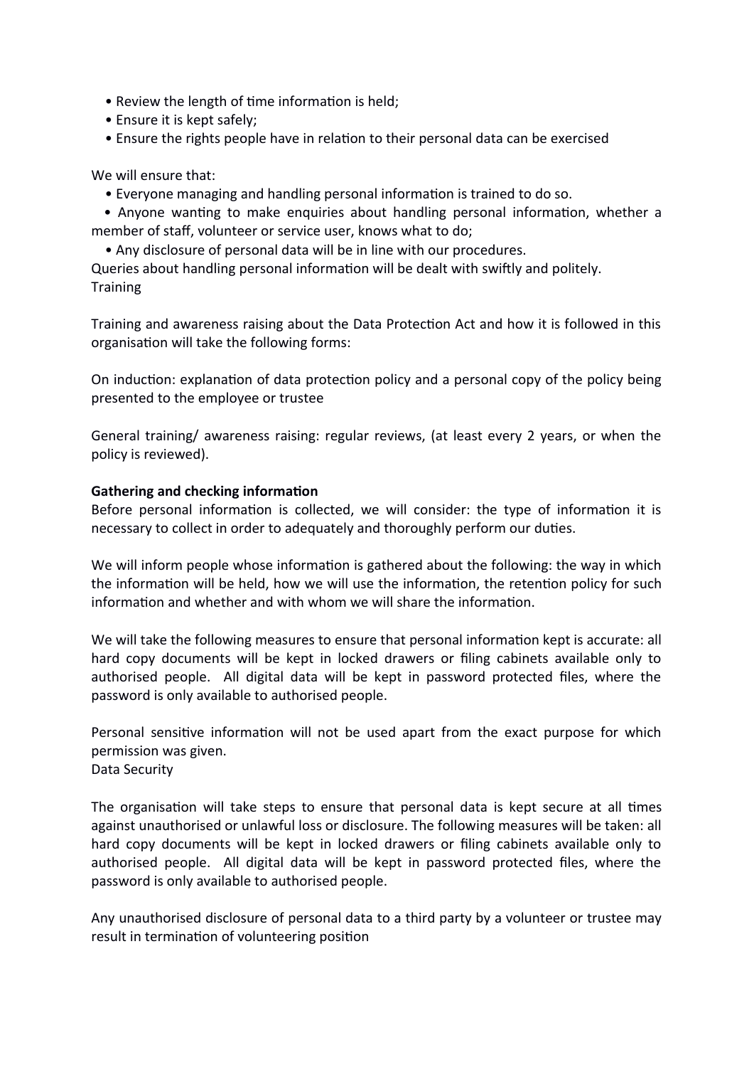- Review the length of time information is held;
- Ensure it is kept safely;
- Ensure the rights people have in relation to their personal data can be exercised

We will ensure that:

- Everyone managing and handling personal information is trained to do so.
- Anyone wanting to make enquiries about handling personal information, whether a member of staff, volunteer or service user, knows what to do;
- Any disclosure of personal data will be in line with our procedures.

Queries about handling personal information will be dealt with swiftly and politely.

Training

Training and awareness raising about the Data Protection Act and how it is followed in this organisation will take the following forms:

On induction: explanation of data protection policy and a personal copy of the policy being presented to the employee or trustee

General training/ awareness raising: regular reviews, (at least every 2 years, or when the policy is reviewed).

**Gathering and checking information**

Before personal information is collected, we will consider: the type of information it is necessary to collect in order to adequately and thoroughly perform our duties.

We will inform people whose information is gathered about the following: the way in which the information will be held, how we will use the information, the retention policy for such information and whether and with whom we will share the information.

We will take the following measures to ensure that personal information kept is accurate: all hard copy documents will be kept in locked drawers or filing cabinets available only to authorised people. All digital data will be kept in password protected files, where the password is only available to authorised people.

Personal sensitive information will not be used apart from the exact purpose for which permission was given.

Data Security

The organisation will take steps to ensure that personal data is kept secure at all times against unauthorised or unlawful loss or disclosure. The following measures will be taken: all hard copy documents will be kept in locked drawers or filing cabinets available only to authorised people. All digital data will be kept in password protected files, where the password is only available to authorised people.

Any unauthorised disclosure of personal data to a third party by a volunteer or trustee may result in termination of volunteering position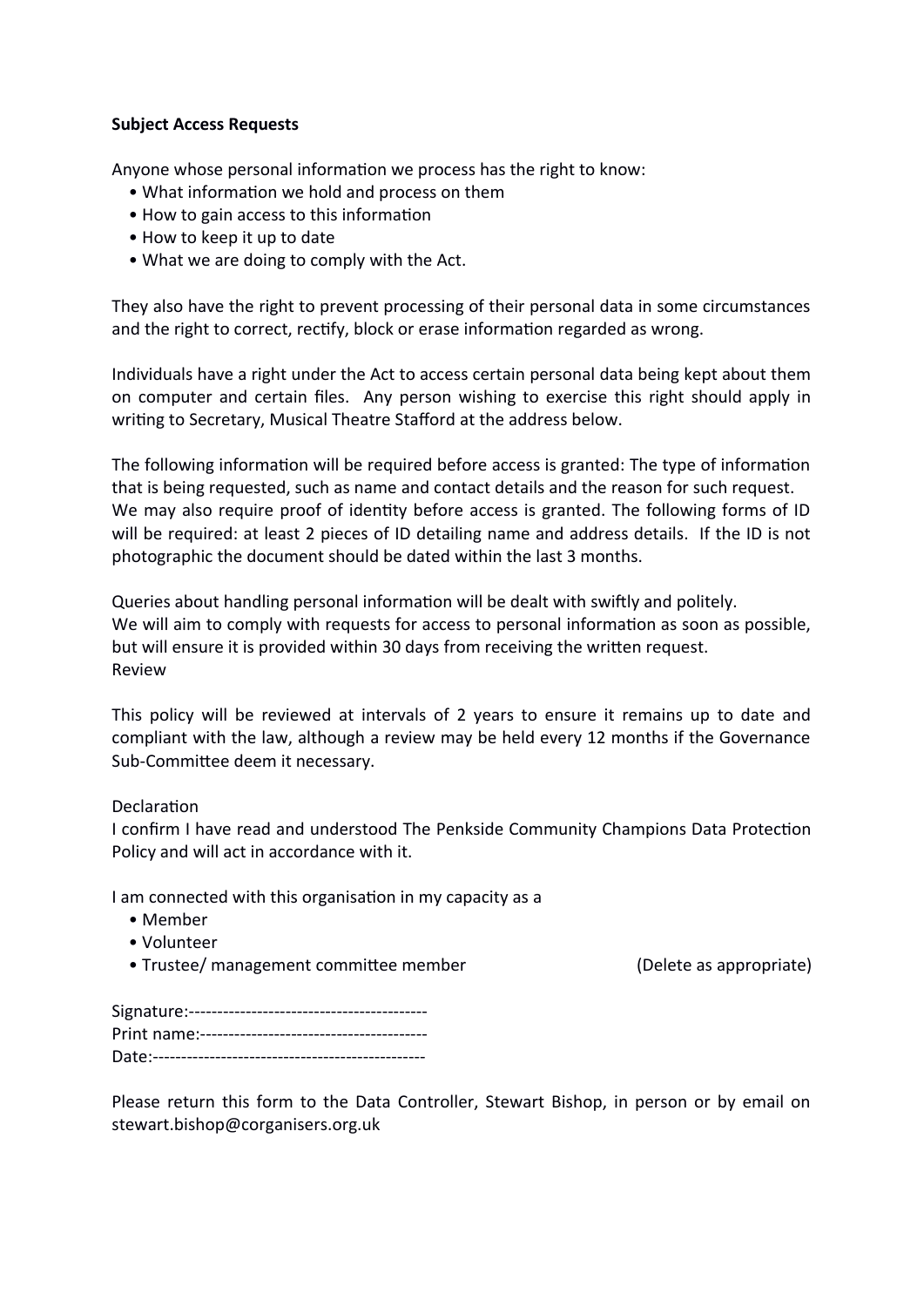**Subject Access Requests**

Anyone whose personal information we process has the right to know:

- What information we hold and process on them
- How to gain access to this information
- How to keep it up to date
- What we are doing to comply with the Act.

They also have the right to prevent processing of their personal data in some circumstances and the right to correct, rectify, block or erase information regarded as wrong.

Individuals have a right under the Act to access certain personal data being kept about them on computer and certain files. Any person wishing to exercise this right should apply in writing to Secretary, Musical Theatre Stafford at the address below.

The following information will be required before access is granted: The type of information that is being requested, such as name and contact details and the reason for such request.
We may also require proof of identity before access is granted. The following forms of ID will be required: at least 2 pieces of ID detailing name and address details. If the ID is not photographic the document should be dated within the last 3 months.

Queries about handling personal information will be dealt with swiftly and politely.
We will aim to comply with requests for access to personal information as soon as possible, but will ensure it is provided within 30 days from receiving the written request.
Review

This policy will be reviewed at intervals of 2 years to ensure it remains up to date and compliant with the law, although a review may be held every 12 months if the Governance Sub-Committee deem it necessary.

Declaration
I confirm I have read and understood The Penkside Community Champions Data Protection Policy and will act in accordance with it.

I am connected with this organisation in my capacity as a

- Member
- Volunteer
- Trustee/ management committee member (Delete as appropriate)

Signature:------------------------------------------
Print name:----------------------------------------
Date:------------------------------------------------

Please return this form to the Data Controller, Stewart Bishop, in person or by email on stewart.bishop@corganisers.org.uk